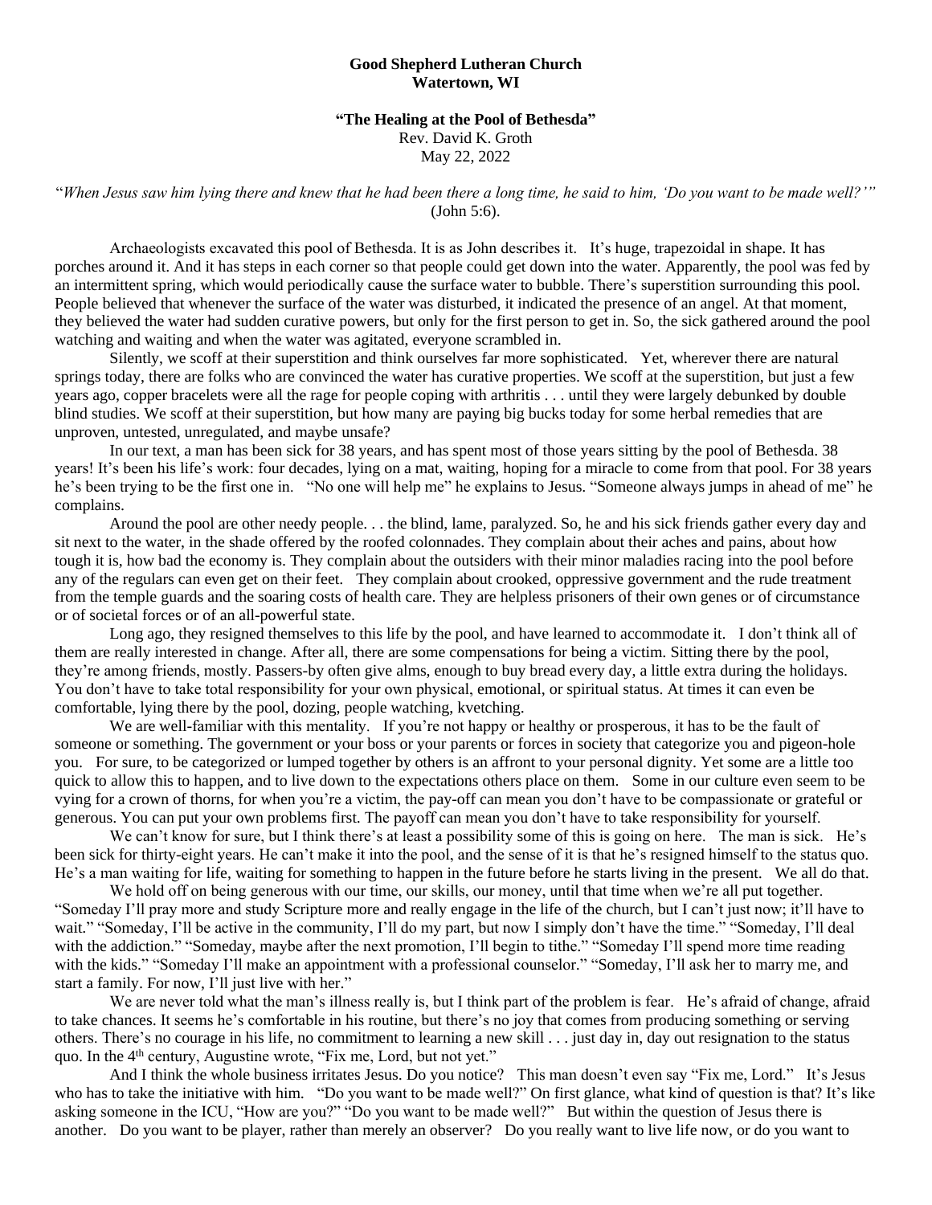**Good Shepherd Lutheran Church**
**Watertown, WI**

**"The Healing at the Pool of Bethesda"**
Rev. David K. Groth
May 22, 2022

"*When Jesus saw him lying there and knew that he had been there a long time, he said to him, 'Do you want to be made well?'"* (John 5:6).

Archaeologists excavated this pool of Bethesda. It is as John describes it. It's huge, trapezoidal in shape. It has porches around it. And it has steps in each corner so that people could get down into the water. Apparently, the pool was fed by an intermittent spring, which would periodically cause the surface water to bubble. There's superstition surrounding this pool. People believed that whenever the surface of the water was disturbed, it indicated the presence of an angel. At that moment, they believed the water had sudden curative powers, but only for the first person to get in. So, the sick gathered around the pool watching and waiting and when the water was agitated, everyone scrambled in.

Silently, we scoff at their superstition and think ourselves far more sophisticated. Yet, wherever there are natural springs today, there are folks who are convinced the water has curative properties. We scoff at the superstition, but just a few years ago, copper bracelets were all the rage for people coping with arthritis . . . until they were largely debunked by double blind studies. We scoff at their superstition, but how many are paying big bucks today for some herbal remedies that are unproven, untested, unregulated, and maybe unsafe?

In our text, a man has been sick for 38 years, and has spent most of those years sitting by the pool of Bethesda. 38 years! It's been his life's work: four decades, lying on a mat, waiting, hoping for a miracle to come from that pool. For 38 years he's been trying to be the first one in. "No one will help me" he explains to Jesus. "Someone always jumps in ahead of me" he complains.

Around the pool are other needy people. . . the blind, lame, paralyzed. So, he and his sick friends gather every day and sit next to the water, in the shade offered by the roofed colonnades. They complain about their aches and pains, about how tough it is, how bad the economy is. They complain about the outsiders with their minor maladies racing into the pool before any of the regulars can even get on their feet. They complain about crooked, oppressive government and the rude treatment from the temple guards and the soaring costs of health care. They are helpless prisoners of their own genes or of circumstance or of societal forces or of an all-powerful state.

Long ago, they resigned themselves to this life by the pool, and have learned to accommodate it. I don't think all of them are really interested in change. After all, there are some compensations for being a victim. Sitting there by the pool, they're among friends, mostly. Passers-by often give alms, enough to buy bread every day, a little extra during the holidays. You don't have to take total responsibility for your own physical, emotional, or spiritual status. At times it can even be comfortable, lying there by the pool, dozing, people watching, kvetching.

We are well-familiar with this mentality. If you're not happy or healthy or prosperous, it has to be the fault of someone or something. The government or your boss or your parents or forces in society that categorize you and pigeon-hole you. For sure, to be categorized or lumped together by others is an affront to your personal dignity. Yet some are a little too quick to allow this to happen, and to live down to the expectations others place on them. Some in our culture even seem to be vying for a crown of thorns, for when you're a victim, the pay-off can mean you don't have to be compassionate or grateful or generous. You can put your own problems first. The payoff can mean you don't have to take responsibility for yourself.

We can't know for sure, but I think there's at least a possibility some of this is going on here. The man is sick. He's been sick for thirty-eight years. He can't make it into the pool, and the sense of it is that he's resigned himself to the status quo. He's a man waiting for life, waiting for something to happen in the future before he starts living in the present. We all do that.

We hold off on being generous with our time, our skills, our money, until that time when we're all put together. "Someday I'll pray more and study Scripture more and really engage in the life of the church, but I can't just now; it'll have to wait." "Someday, I'll be active in the community, I'll do my part, but now I simply don't have the time." "Someday, I'll deal with the addiction." "Someday, maybe after the next promotion, I'll begin to tithe." "Someday I'll spend more time reading with the kids." "Someday I'll make an appointment with a professional counselor." "Someday, I'll ask her to marry me, and start a family. For now, I'll just live with her."

We are never told what the man's illness really is, but I think part of the problem is fear. He's afraid of change, afraid to take chances. It seems he's comfortable in his routine, but there's no joy that comes from producing something or serving others. There's no courage in his life, no commitment to learning a new skill . . . just day in, day out resignation to the status quo. In the 4th century, Augustine wrote, "Fix me, Lord, but not yet."

And I think the whole business irritates Jesus. Do you notice? This man doesn't even say "Fix me, Lord." It's Jesus who has to take the initiative with him. "Do you want to be made well?" On first glance, what kind of question is that? It's like asking someone in the ICU, "How are you?" "Do you want to be made well?" But within the question of Jesus there is another. Do you want to be player, rather than merely an observer? Do you really want to live life now, or do you want to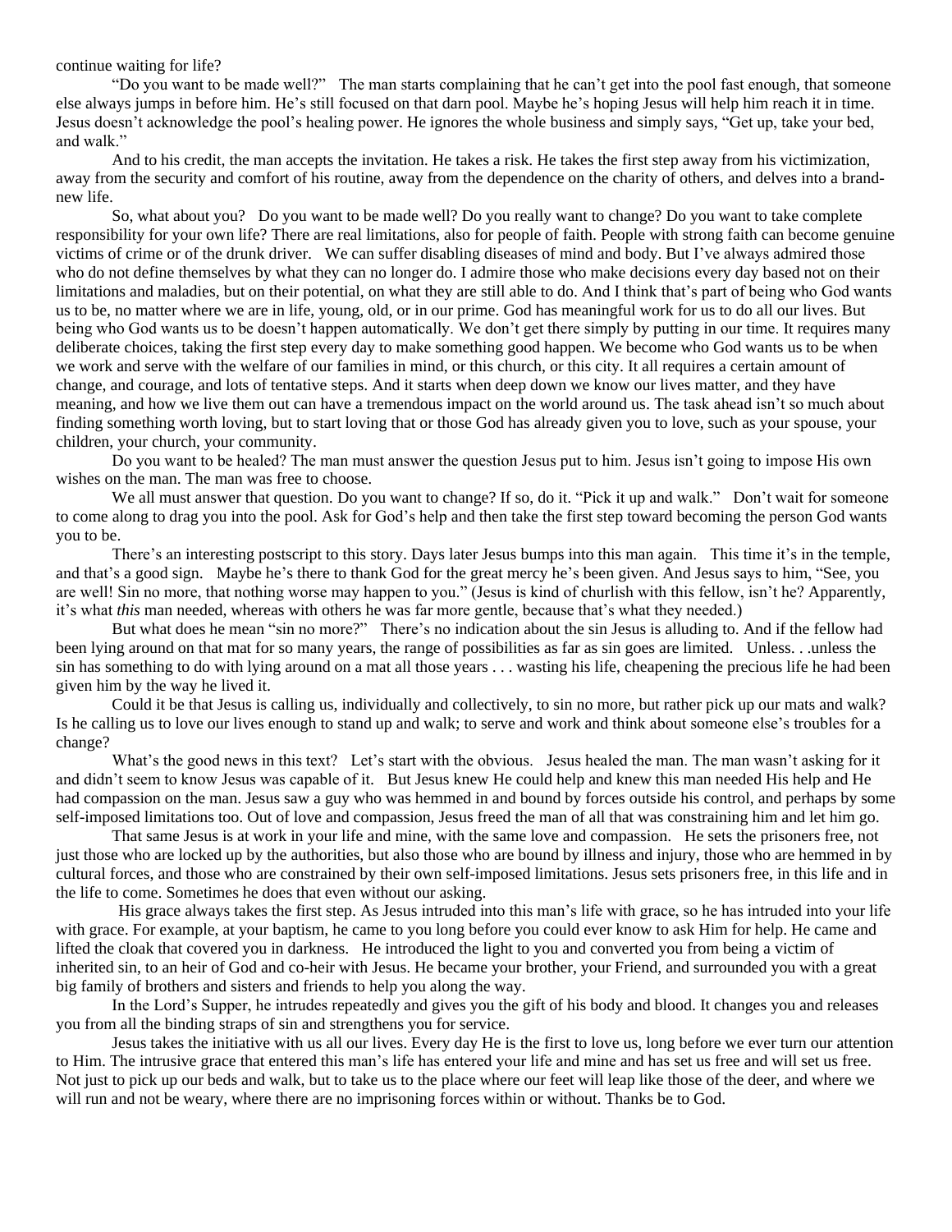continue waiting for life?

"Do you want to be made well?" The man starts complaining that he can't get into the pool fast enough, that someone else always jumps in before him. He's still focused on that darn pool. Maybe he's hoping Jesus will help him reach it in time. Jesus doesn't acknowledge the pool's healing power. He ignores the whole business and simply says, "Get up, take your bed, and walk."

And to his credit, the man accepts the invitation. He takes a risk. He takes the first step away from his victimization, away from the security and comfort of his routine, away from the dependence on the charity of others, and delves into a brand-new life.

So, what about you? Do you want to be made well? Do you really want to change? Do you want to take complete responsibility for your own life? There are real limitations, also for people of faith. People with strong faith can become genuine victims of crime or of the drunk driver. We can suffer disabling diseases of mind and body. But I've always admired those who do not define themselves by what they can no longer do. I admire those who make decisions every day based not on their limitations and maladies, but on their potential, on what they are still able to do. And I think that's part of being who God wants us to be, no matter where we are in life, young, old, or in our prime. God has meaningful work for us to do all our lives. But being who God wants us to be doesn't happen automatically. We don't get there simply by putting in our time. It requires many deliberate choices, taking the first step every day to make something good happen. We become who God wants us to be when we work and serve with the welfare of our families in mind, or this church, or this city. It all requires a certain amount of change, and courage, and lots of tentative steps. And it starts when deep down we know our lives matter, and they have meaning, and how we live them out can have a tremendous impact on the world around us. The task ahead isn't so much about finding something worth loving, but to start loving that or those God has already given you to love, such as your spouse, your children, your church, your community.

Do you want to be healed? The man must answer the question Jesus put to him. Jesus isn't going to impose His own wishes on the man. The man was free to choose.

We all must answer that question. Do you want to change? If so, do it. "Pick it up and walk." Don't wait for someone to come along to drag you into the pool. Ask for God's help and then take the first step toward becoming the person God wants you to be.

There's an interesting postscript to this story. Days later Jesus bumps into this man again. This time it's in the temple, and that's a good sign. Maybe he's there to thank God for the great mercy he's been given. And Jesus says to him, "See, you are well! Sin no more, that nothing worse may happen to you." (Jesus is kind of churlish with this fellow, isn't he? Apparently, it's what *this* man needed, whereas with others he was far more gentle, because that's what they needed.)

But what does he mean "sin no more?" There's no indication about the sin Jesus is alluding to. And if the fellow had been lying around on that mat for so many years, the range of possibilities as far as sin goes are limited. Unless. . .unless the sin has something to do with lying around on a mat all those years . . . wasting his life, cheapening the precious life he had been given him by the way he lived it.

Could it be that Jesus is calling us, individually and collectively, to sin no more, but rather pick up our mats and walk? Is he calling us to love our lives enough to stand up and walk; to serve and work and think about someone else's troubles for a change?

What's the good news in this text? Let's start with the obvious. Jesus healed the man. The man wasn't asking for it and didn't seem to know Jesus was capable of it. But Jesus knew He could help and knew this man needed His help and He had compassion on the man. Jesus saw a guy who was hemmed in and bound by forces outside his control, and perhaps by some self-imposed limitations too. Out of love and compassion, Jesus freed the man of all that was constraining him and let him go.

That same Jesus is at work in your life and mine, with the same love and compassion. He sets the prisoners free, not just those who are locked up by the authorities, but also those who are bound by illness and injury, those who are hemmed in by cultural forces, and those who are constrained by their own self-imposed limitations. Jesus sets prisoners free, in this life and in the life to come. Sometimes he does that even without our asking.

His grace always takes the first step. As Jesus intruded into this man's life with grace, so he has intruded into your life with grace. For example, at your baptism, he came to you long before you could ever know to ask Him for help. He came and lifted the cloak that covered you in darkness. He introduced the light to you and converted you from being a victim of inherited sin, to an heir of God and co-heir with Jesus. He became your brother, your Friend, and surrounded you with a great big family of brothers and sisters and friends to help you along the way.

In the Lord's Supper, he intrudes repeatedly and gives you the gift of his body and blood. It changes you and releases you from all the binding straps of sin and strengthens you for service.

Jesus takes the initiative with us all our lives. Every day He is the first to love us, long before we ever turn our attention to Him. The intrusive grace that entered this man's life has entered your life and mine and has set us free and will set us free. Not just to pick up our beds and walk, but to take us to the place where our feet will leap like those of the deer, and where we will run and not be weary, where there are no imprisoning forces within or without. Thanks be to God.